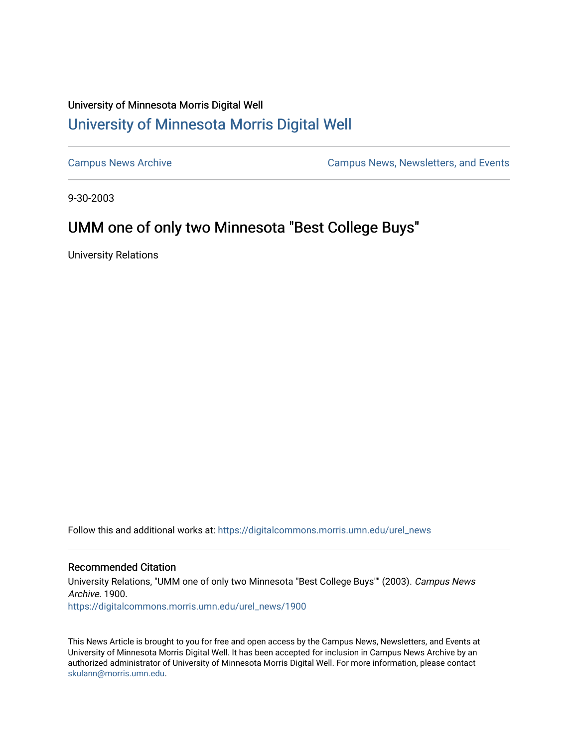University of Minnesota Morris Digital Well

## University of Minnesota Morris Digital Well

Campus News Archive

Campus News, Newsletters, and Events

9-30-2003

# UMM one of only two Minnesota "Best College Buys"

University Relations

Follow this and additional works at: https://digitalcommons.morris.umn.edu/urel_news

### Recommended Citation

University Relations, "UMM one of only two Minnesota "Best College Buys"" (2003). *Campus News Archive*. 1900.
https://digitalcommons.morris.umn.edu/urel_news/1900

This News Article is brought to you for free and open access by the Campus News, Newsletters, and Events at University of Minnesota Morris Digital Well. It has been accepted for inclusion in Campus News Archive by an authorized administrator of University of Minnesota Morris Digital Well. For more information, please contact skulann@morris.umn.edu.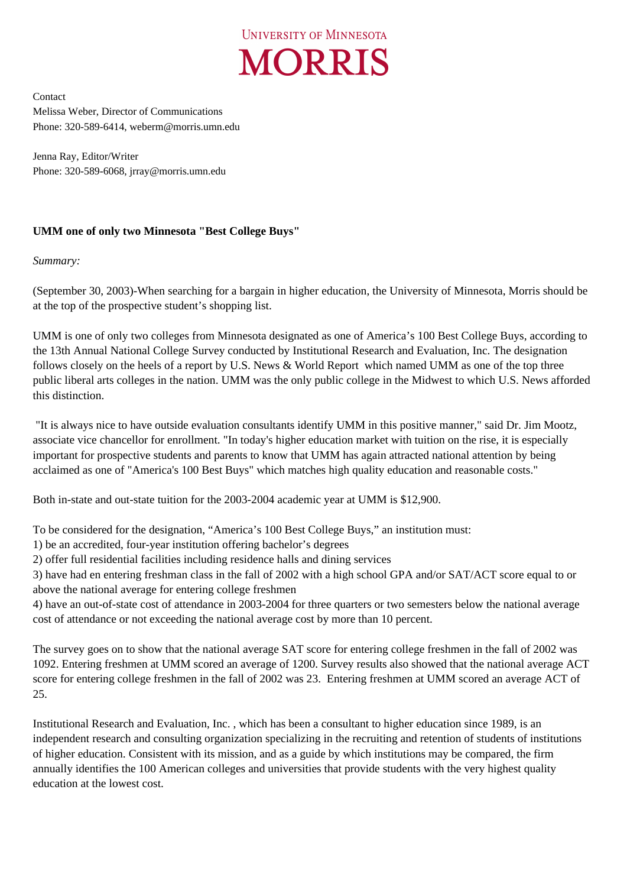University of Minnesota
# MORRIS

Contact
Melissa Weber, Director of Communications
Phone: 320-589-6414, weberm@morris.umn.edu

Jenna Ray, Editor/Writer
Phone: 320-589-6068, jrray@morris.umn.edu

**UMM one of only two Minnesota "Best College Buys"**

*Summary:*

(September 30, 2003)-When searching for a bargain in higher education, the University of Minnesota, Morris should be at the top of the prospective student's shopping list.

UMM is one of only two colleges from Minnesota designated as one of America's 100 Best College Buys, according to the 13th Annual National College Survey conducted by Institutional Research and Evaluation, Inc. The designation follows closely on the heels of a report by U.S. News & World Report which named UMM as one of the top three public liberal arts colleges in the nation. UMM was the only public college in the Midwest to which U.S. News afforded this distinction.

"It is always nice to have outside evaluation consultants identify UMM in this positive manner," said Dr. Jim Mootz, associate vice chancellor for enrollment. "In today's higher education market with tuition on the rise, it is especially important for prospective students and parents to know that UMM has again attracted national attention by being acclaimed as one of "America's 100 Best Buys" which matches high quality education and reasonable costs."

Both in-state and out-state tuition for the 2003-2004 academic year at UMM is $12,900.

To be considered for the designation, "America's 100 Best College Buys," an institution must:
1) be an accredited, four-year institution offering bachelor's degrees
2) offer full residential facilities including residence halls and dining services
3) have had en entering freshman class in the fall of 2002 with a high school GPA and/or SAT/ACT score equal to or above the national average for entering college freshmen
4) have an out-of-state cost of attendance in 2003-2004 for three quarters or two semesters below the national average cost of attendance or not exceeding the national average cost by more than 10 percent.

The survey goes on to show that the national average SAT score for entering college freshmen in the fall of 2002 was 1092. Entering freshmen at UMM scored an average of 1200. Survey results also showed that the national average ACT score for entering college freshmen in the fall of 2002 was 23. Entering freshmen at UMM scored an average ACT of 25.

Institutional Research and Evaluation, Inc. , which has been a consultant to higher education since 1989, is an independent research and consulting organization specializing in the recruiting and retention of students of institutions of higher education. Consistent with its mission, and as a guide by which institutions may be compared, the firm annually identifies the 100 American colleges and universities that provide students with the very highest quality education at the lowest cost.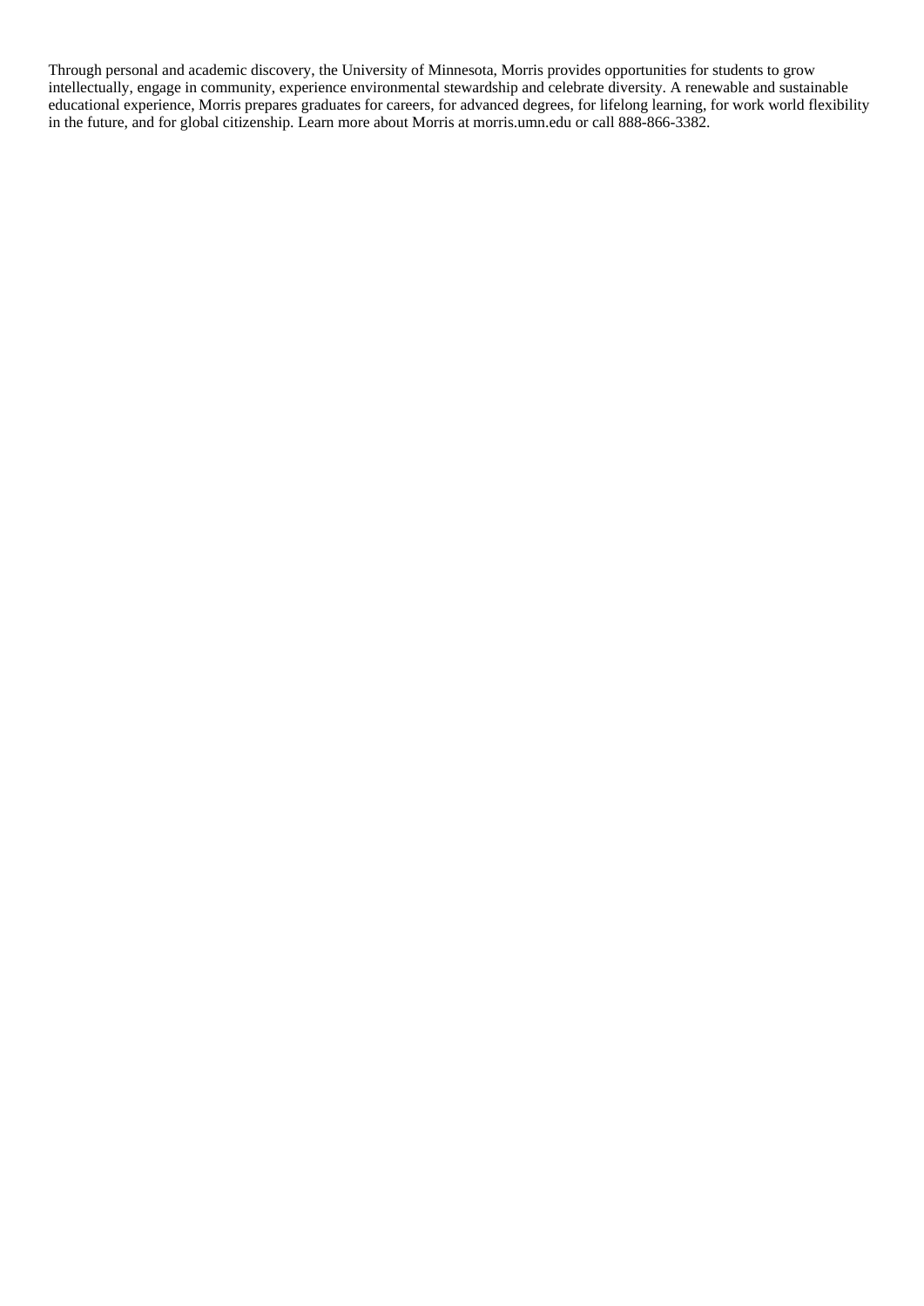Through personal and academic discovery, the University of Minnesota, Morris provides opportunities for students to grow intellectually, engage in community, experience environmental stewardship and celebrate diversity. A renewable and sustainable educational experience, Morris prepares graduates for careers, for advanced degrees, for lifelong learning, for work world flexibility in the future, and for global citizenship. Learn more about Morris at morris.umn.edu or call 888-866-3382.